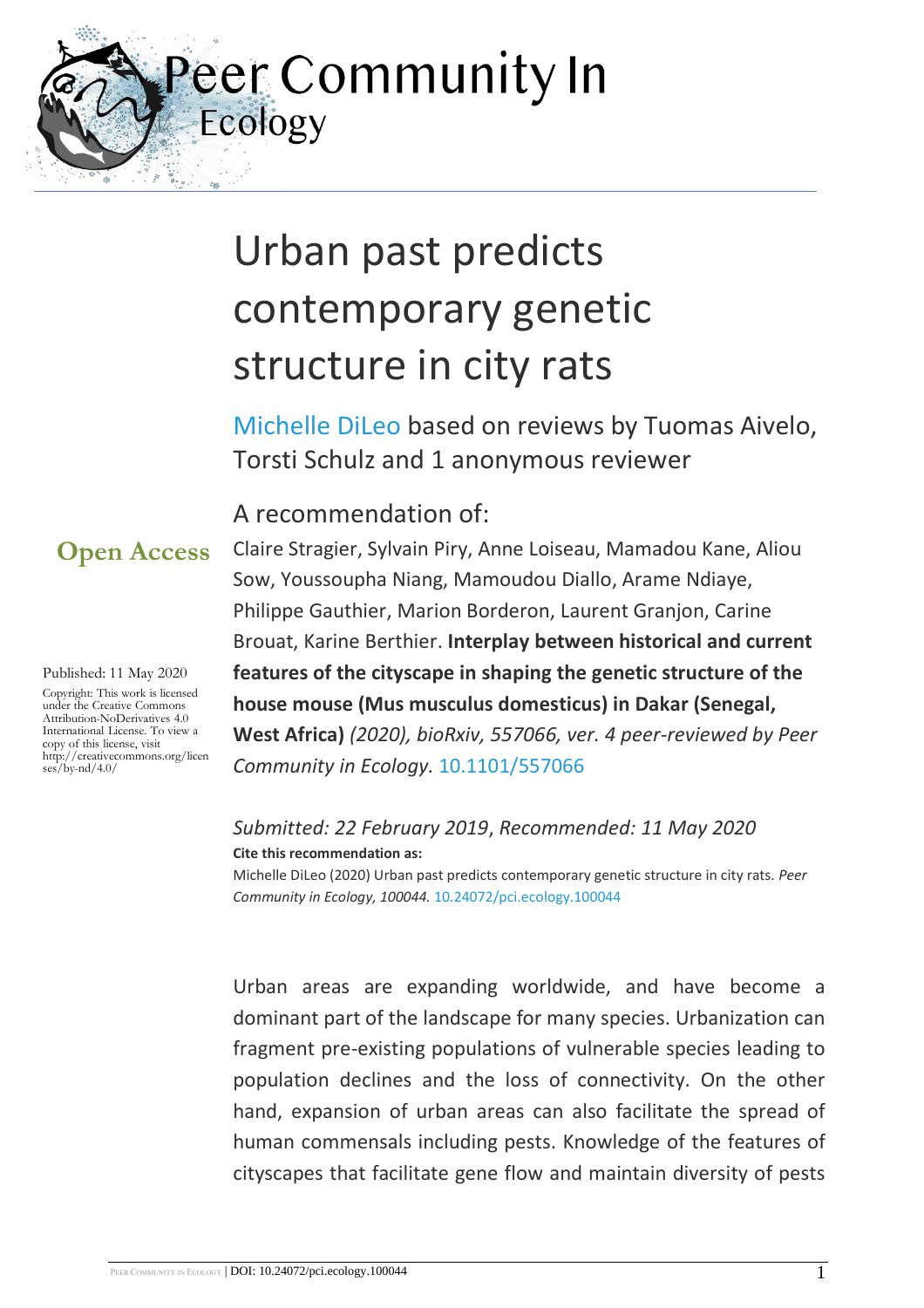# Urban past predicts contemporary genetic structure in city rats

Michelle DiLeo based on reviews by Tuomas Aivelo, Torsti Schulz and 1 anonymous reviewer

## A recommendation of:

**Open Access**

Published: 11 May 2020

Copyright: This work is licensed under the Creative Commons Attribution-NoDerivatives 4.0 International License. To view a copy of this license, visit http://creativecommons.org/licenses/by-nd/4.0/

Claire Stragier, Sylvain Piry, Anne Loiseau, Mamadou Kane, Aliou Sow, Youssoupha Niang, Mamoudou Diallo, Arame Ndiaye, Philippe Gauthier, Marion Borderon, Laurent Granjon, Carine Brouat, Karine Berthier. **Interplay between historical and current features of the cityscape in shaping the genetic structure of the house mouse (Mus musculus domesticus) in Dakar (Senegal, West Africa)** *(2020), bioRxiv, 557066, ver. 4 peer-reviewed by Peer Community in Ecology.* 10.1101/557066

*Submitted: 22 February 2019*, *Recommended: 11 May 2020*

**Cite this recommendation as:**

Michelle DiLeo (2020) Urban past predicts contemporary genetic structure in city rats. *Peer Community in Ecology, 100044.* 10.24072/pci.ecology.100044

Urban areas are expanding worldwide, and have become a dominant part of the landscape for many species. Urbanization can fragment pre-existing populations of vulnerable species leading to population declines and the loss of connectivity. On the other hand, expansion of urban areas can also facilitate the spread of human commensals including pests. Knowledge of the features of cityscapes that facilitate gene flow and maintain diversity of pests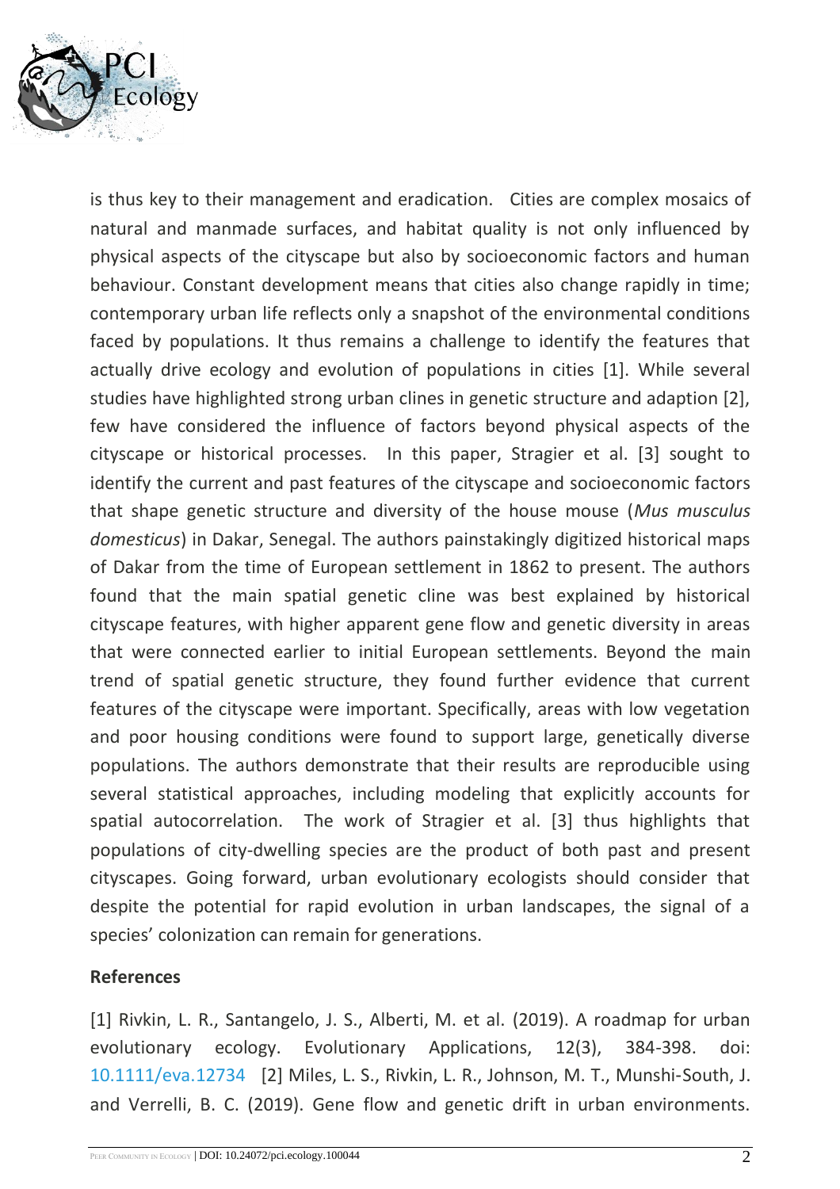is thus key to their management and eradication. Cities are complex mosaics of natural and manmade surfaces, and habitat quality is not only influenced by physical aspects of the cityscape but also by socioeconomic factors and human behaviour. Constant development means that cities also change rapidly in time; contemporary urban life reflects only a snapshot of the environmental conditions faced by populations. It thus remains a challenge to identify the features that actually drive ecology and evolution of populations in cities [1]. While several studies have highlighted strong urban clines in genetic structure and adaption [2], few have considered the influence of factors beyond physical aspects of the cityscape or historical processes. In this paper, Stragier et al. [3] sought to identify the current and past features of the cityscape and socioeconomic factors that shape genetic structure and diversity of the house mouse (*Mus musculus domesticus*) in Dakar, Senegal. The authors painstakingly digitized historical maps of Dakar from the time of European settlement in 1862 to present. The authors found that the main spatial genetic cline was best explained by historical cityscape features, with higher apparent gene flow and genetic diversity in areas that were connected earlier to initial European settlements. Beyond the main trend of spatial genetic structure, they found further evidence that current features of the cityscape were important. Specifically, areas with low vegetation and poor housing conditions were found to support large, genetically diverse populations. The authors demonstrate that their results are reproducible using several statistical approaches, including modeling that explicitly accounts for spatial autocorrelation. The work of Stragier et al. [3] thus highlights that populations of city-dwelling species are the product of both past and present cityscapes. Going forward, urban evolutionary ecologists should consider that despite the potential for rapid evolution in urban landscapes, the signal of a species' colonization can remain for generations.

**References**

[1] Rivkin, L. R., Santangelo, J. S., Alberti, M. et al. (2019). A roadmap for urban evolutionary ecology. Evolutionary Applications, 12(3), 384-398. doi: 10.1111/eva.12734 [2] Miles, L. S., Rivkin, L. R., Johnson, M. T., Munshi-South, J. and Verrelli, B. C. (2019). Gene flow and genetic drift in urban environments.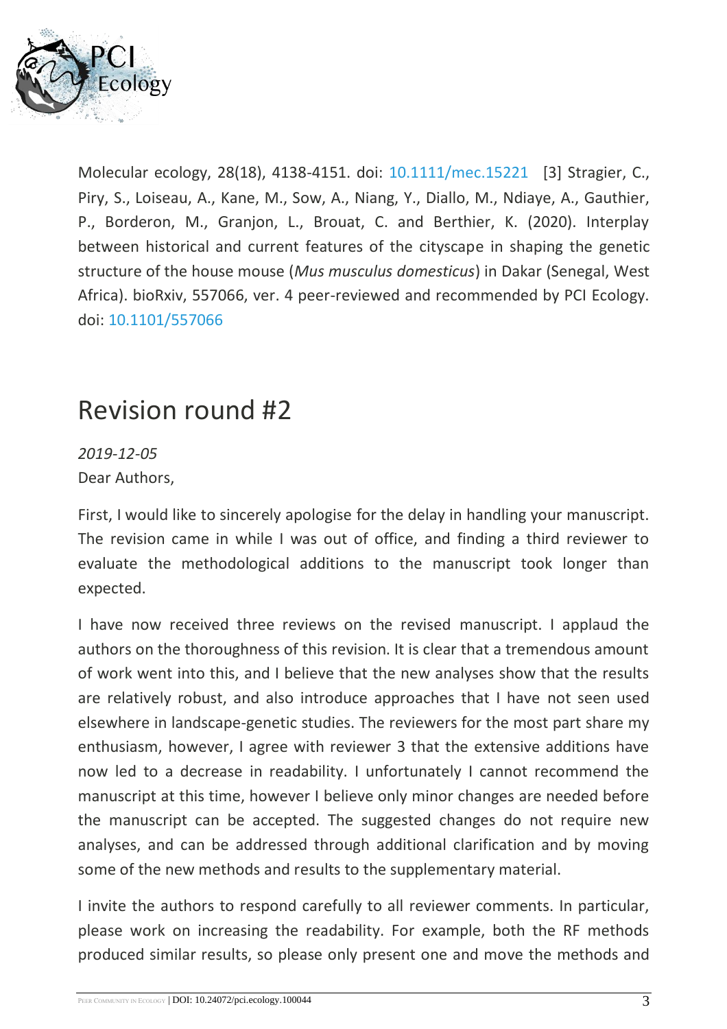Molecular ecology, 28(18), 4138-4151. doi: 10.1111/mec.15221 [3] Stragier, C., Piry, S., Loiseau, A., Kane, M., Sow, A., Niang, Y., Diallo, M., Ndiaye, A., Gauthier, P., Borderon, M., Granjon, L., Brouat, C. and Berthier, K. (2020). Interplay between historical and current features of the cityscape in shaping the genetic structure of the house mouse (*Mus musculus domesticus*) in Dakar (Senegal, West Africa). bioRxiv, 557066, ver. 4 peer-reviewed and recommended by PCI Ecology. doi: 10.1101/557066

## Revision round #2

*2019-12-05*

Dear Authors,

First, I would like to sincerely apologise for the delay in handling your manuscript. The revision came in while I was out of office, and finding a third reviewer to evaluate the methodological additions to the manuscript took longer than expected.

I have now received three reviews on the revised manuscript. I applaud the authors on the thoroughness of this revision. It is clear that a tremendous amount of work went into this, and I believe that the new analyses show that the results are relatively robust, and also introduce approaches that I have not seen used elsewhere in landscape-genetic studies. The reviewers for the most part share my enthusiasm, however, I agree with reviewer 3 that the extensive additions have now led to a decrease in readability. I unfortunately I cannot recommend the manuscript at this time, however I believe only minor changes are needed before the manuscript can be accepted. The suggested changes do not require new analyses, and can be addressed through additional clarification and by moving some of the new methods and results to the supplementary material.

I invite the authors to respond carefully to all reviewer comments. In particular, please work on increasing the readability. For example, both the RF methods produced similar results, so please only present one and move the methods and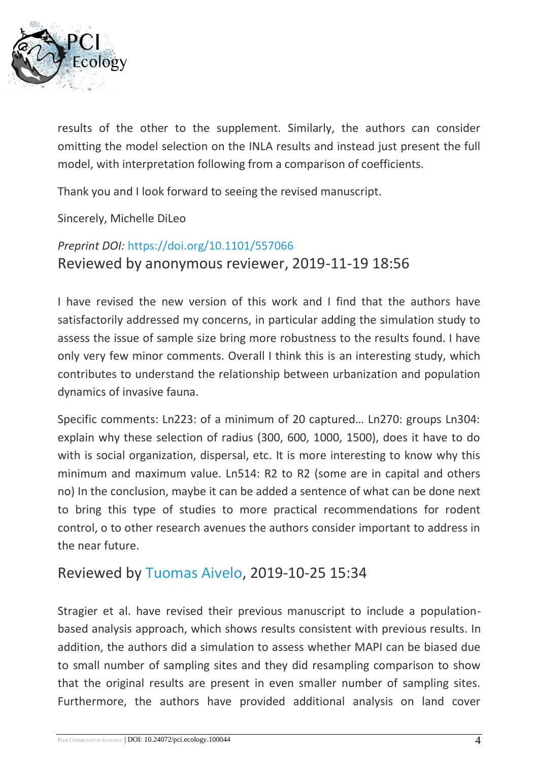results of the other to the supplement. Similarly, the authors can consider omitting the model selection on the INLA results and instead just present the full model, with interpretation following from a comparison of coefficients.

Thank you and I look forward to seeing the revised manuscript.

Sincerely, Michelle DiLeo

*Preprint DOI:* https://doi.org/10.1101/557066

## Reviewed by anonymous reviewer, 2019-11-19 18:56

I have revised the new version of this work and I find that the authors have satisfactorily addressed my concerns, in particular adding the simulation study to assess the issue of sample size bring more robustness to the results found. I have only very few minor comments. Overall I think this is an interesting study, which contributes to understand the relationship between urbanization and population dynamics of invasive fauna.

Specific comments: Ln223: of a minimum of 20 captured… Ln270: groups Ln304: explain why these selection of radius (300, 600, 1000, 1500), does it have to do with is social organization, dispersal, etc. It is more interesting to know why this minimum and maximum value. Ln514: R2 to R2 (some are in capital and others no) In the conclusion, maybe it can be added a sentence of what can be done next to bring this type of studies to more practical recommendations for rodent control, o to other research avenues the authors consider important to address in the near future.

## Reviewed by Tuomas Aivelo, 2019-10-25 15:34

Stragier et al. have revised their previous manuscript to include a population-based analysis approach, which shows results consistent with previous results. In addition, the authors did a simulation to assess whether MAPI can be biased due to small number of sampling sites and they did resampling comparison to show that the original results are present in even smaller number of sampling sites. Furthermore, the authors have provided additional analysis on land cover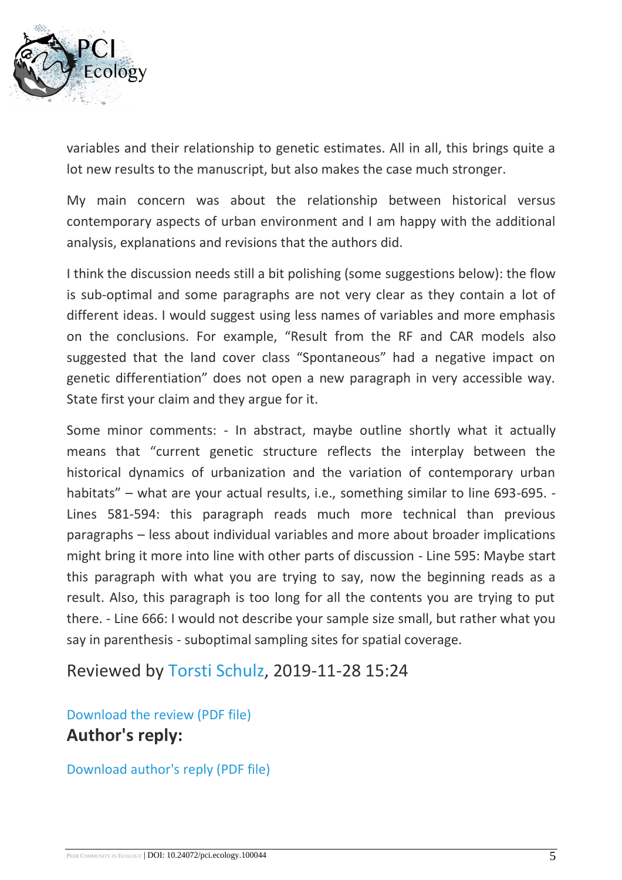variables and their relationship to genetic estimates. All in all, this brings quite a lot new results to the manuscript, but also makes the case much stronger.

My main concern was about the relationship between historical versus contemporary aspects of urban environment and I am happy with the additional analysis, explanations and revisions that the authors did.

I think the discussion needs still a bit polishing (some suggestions below): the flow is sub-optimal and some paragraphs are not very clear as they contain a lot of different ideas. I would suggest using less names of variables and more emphasis on the conclusions. For example, "Result from the RF and CAR models also suggested that the land cover class "Spontaneous" had a negative impact on genetic differentiation" does not open a new paragraph in very accessible way. State first your claim and they argue for it.

Some minor comments: - In abstract, maybe outline shortly what it actually means that "current genetic structure reflects the interplay between the historical dynamics of urbanization and the variation of contemporary urban habitats" – what are your actual results, i.e., something similar to line 693-695. - Lines 581-594: this paragraph reads much more technical than previous paragraphs – less about individual variables and more about broader implications might bring it more into line with other parts of discussion - Line 595: Maybe start this paragraph with what you are trying to say, now the beginning reads as a result. Also, this paragraph is too long for all the contents you are trying to put there. - Line 666: I would not describe your sample size small, but rather what you say in parenthesis - suboptimal sampling sites for spatial coverage.

## Reviewed by Torsti Schulz, 2019-11-28 15:24

Download the review (PDF file)

### Author's reply:

Download author's reply (PDF file)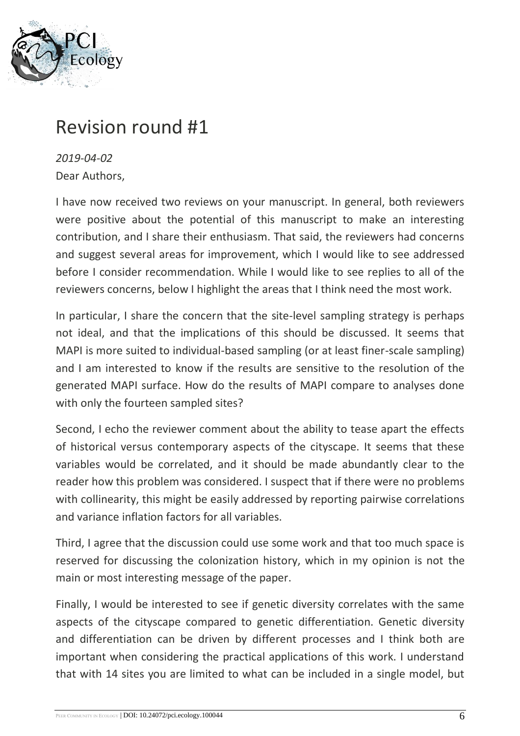# Revision round #1

*2019-04-02*

Dear Authors,

I have now received two reviews on your manuscript. In general, both reviewers were positive about the potential of this manuscript to make an interesting contribution, and I share their enthusiasm. That said, the reviewers had concerns and suggest several areas for improvement, which I would like to see addressed before I consider recommendation. While I would like to see replies to all of the reviewers concerns, below I highlight the areas that I think need the most work.

In particular, I share the concern that the site-level sampling strategy is perhaps not ideal, and that the implications of this should be discussed. It seems that MAPI is more suited to individual-based sampling (or at least finer-scale sampling) and I am interested to know if the results are sensitive to the resolution of the generated MAPI surface. How do the results of MAPI compare to analyses done with only the fourteen sampled sites?

Second, I echo the reviewer comment about the ability to tease apart the effects of historical versus contemporary aspects of the cityscape. It seems that these variables would be correlated, and it should be made abundantly clear to the reader how this problem was considered. I suspect that if there were no problems with collinearity, this might be easily addressed by reporting pairwise correlations and variance inflation factors for all variables.

Third, I agree that the discussion could use some work and that too much space is reserved for discussing the colonization history, which in my opinion is not the main or most interesting message of the paper.

Finally, I would be interested to see if genetic diversity correlates with the same aspects of the cityscape compared to genetic differentiation. Genetic diversity and differentiation can be driven by different processes and I think both are important when considering the practical applications of this work. I understand that with 14 sites you are limited to what can be included in a single model, but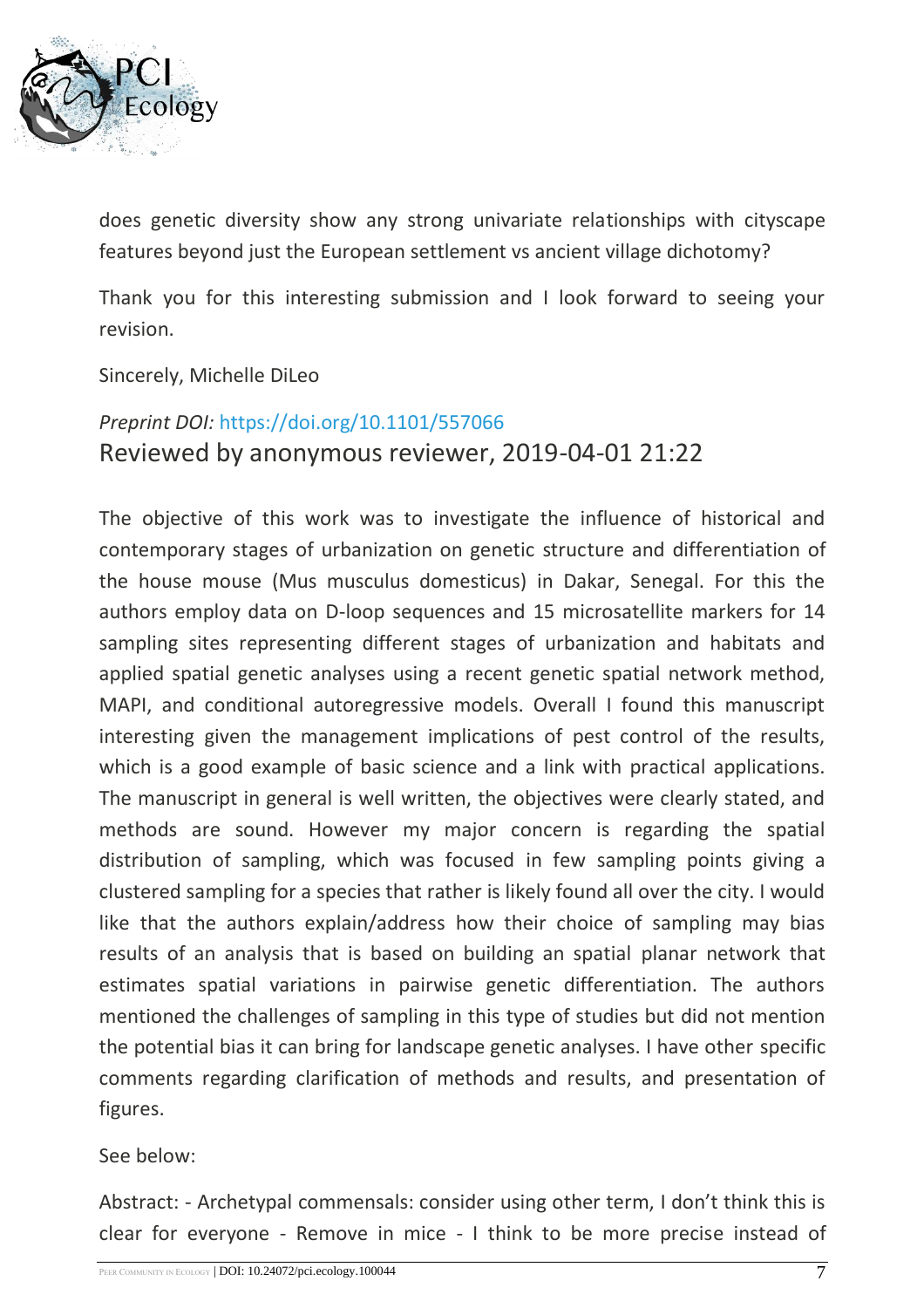does genetic diversity show any strong univariate relationships with cityscape features beyond just the European settlement vs ancient village dichotomy?

Thank you for this interesting submission and I look forward to seeing your revision.

Sincerely, Michelle DiLeo

*Preprint DOI:* https://doi.org/10.1101/557066

## Reviewed by anonymous reviewer, 2019-04-01 21:22

The objective of this work was to investigate the influence of historical and contemporary stages of urbanization on genetic structure and differentiation of the house mouse (Mus musculus domesticus) in Dakar, Senegal. For this the authors employ data on D-loop sequences and 15 microsatellite markers for 14 sampling sites representing different stages of urbanization and habitats and applied spatial genetic analyses using a recent genetic spatial network method, MAPI, and conditional autoregressive models. Overall I found this manuscript interesting given the management implications of pest control of the results, which is a good example of basic science and a link with practical applications. The manuscript in general is well written, the objectives were clearly stated, and methods are sound. However my major concern is regarding the spatial distribution of sampling, which was focused in few sampling points giving a clustered sampling for a species that rather is likely found all over the city. I would like that the authors explain/address how their choice of sampling may bias results of an analysis that is based on building an spatial planar network that estimates spatial variations in pairwise genetic differentiation. The authors mentioned the challenges of sampling in this type of studies but did not mention the potential bias it can bring for landscape genetic analyses. I have other specific comments regarding clarification of methods and results, and presentation of figures.

See below:

Abstract: - Archetypal commensals: consider using other term, I don't think this is clear for everyone - Remove in mice - I think to be more precise instead of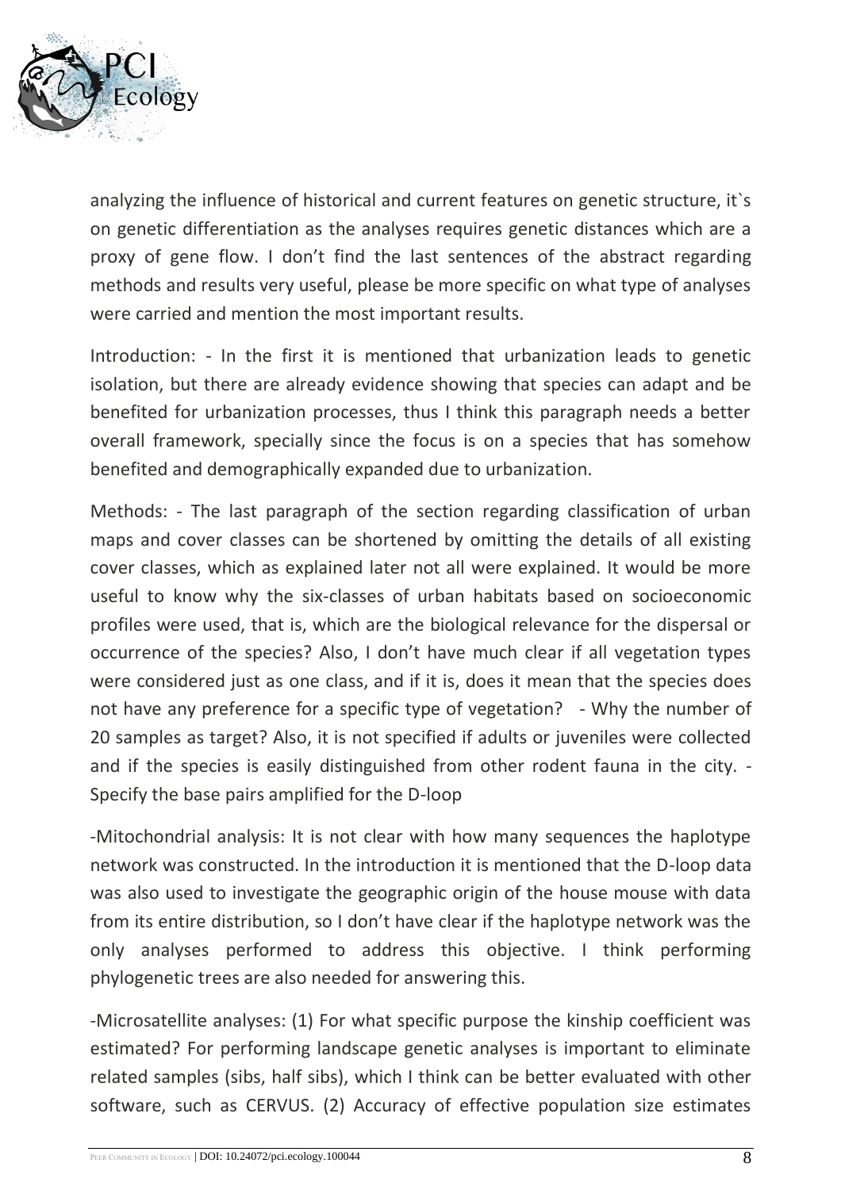analyzing the influence of historical and current features on genetic structure, it`s on genetic differentiation as the analyses requires genetic distances which are a proxy of gene flow. I don't find the last sentences of the abstract regarding methods and results very useful, please be more specific on what type of analyses were carried and mention the most important results.

Introduction: - In the first it is mentioned that urbanization leads to genetic isolation, but there are already evidence showing that species can adapt and be benefited for urbanization processes, thus I think this paragraph needs a better overall framework, specially since the focus is on a species that has somehow benefited and demographically expanded due to urbanization.

Methods: - The last paragraph of the section regarding classification of urban maps and cover classes can be shortened by omitting the details of all existing cover classes, which as explained later not all were explained. It would be more useful to know why the six-classes of urban habitats based on socioeconomic profiles were used, that is, which are the biological relevance for the dispersal or occurrence of the species? Also, I don't have much clear if all vegetation types were considered just as one class, and if it is, does it mean that the species does not have any preference for a specific type of vegetation? - Why the number of 20 samples as target? Also, it is not specified if adults or juveniles were collected and if the species is easily distinguished from other rodent fauna in the city. - Specify the base pairs amplified for the D-loop

-Mitochondrial analysis: It is not clear with how many sequences the haplotype network was constructed. In the introduction it is mentioned that the D-loop data was also used to investigate the geographic origin of the house mouse with data from its entire distribution, so I don't have clear if the haplotype network was the only analyses performed to address this objective. I think performing phylogenetic trees are also needed for answering this.

-Microsatellite analyses: (1) For what specific purpose the kinship coefficient was estimated? For performing landscape genetic analyses is important to eliminate related samples (sibs, half sibs), which I think can be better evaluated with other software, such as CERVUS. (2) Accuracy of effective population size estimates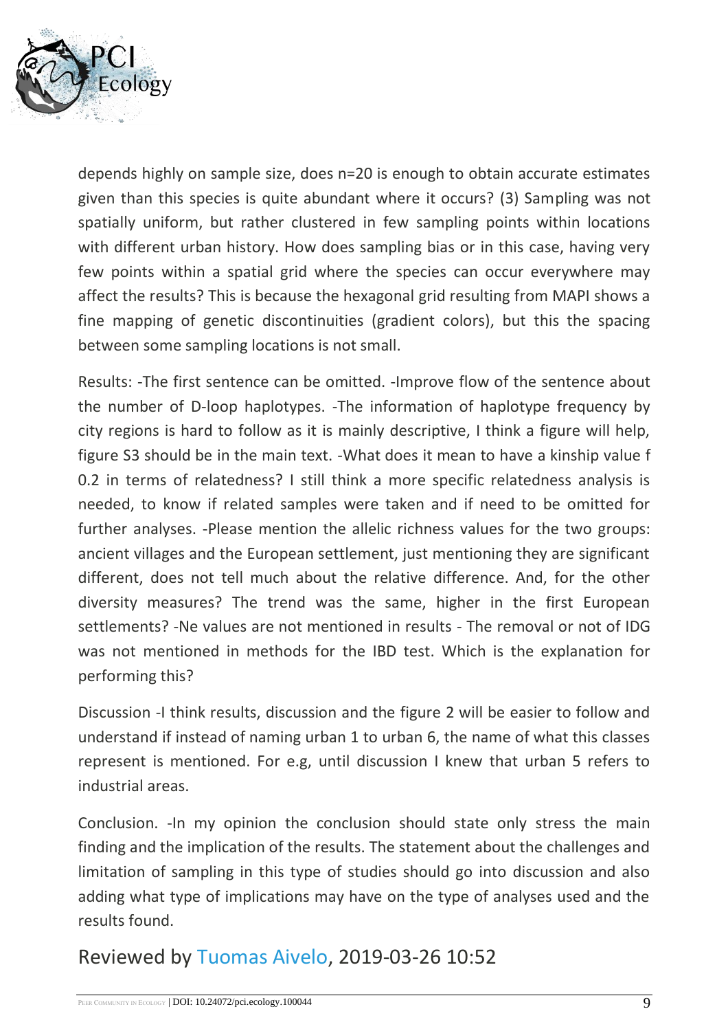depends highly on sample size, does n=20 is enough to obtain accurate estimates given than this species is quite abundant where it occurs? (3) Sampling was not spatially uniform, but rather clustered in few sampling points within locations with different urban history. How does sampling bias or in this case, having very few points within a spatial grid where the species can occur everywhere may affect the results? This is because the hexagonal grid resulting from MAPI shows a fine mapping of genetic discontinuities (gradient colors), but this the spacing between some sampling locations is not small.

Results: -The first sentence can be omitted. -Improve flow of the sentence about the number of D-loop haplotypes. -The information of haplotype frequency by city regions is hard to follow as it is mainly descriptive, I think a figure will help, figure S3 should be in the main text. -What does it mean to have a kinship value f 0.2 in terms of relatedness? I still think a more specific relatedness analysis is needed, to know if related samples were taken and if need to be omitted for further analyses. -Please mention the allelic richness values for the two groups: ancient villages and the European settlement, just mentioning they are significant different, does not tell much about the relative difference. And, for the other diversity measures? The trend was the same, higher in the first European settlements? -Ne values are not mentioned in results - The removal or not of IDG was not mentioned in methods for the IBD test. Which is the explanation for performing this?

Discussion -I think results, discussion and the figure 2 will be easier to follow and understand if instead of naming urban 1 to urban 6, the name of what this classes represent is mentioned. For e.g, until discussion I knew that urban 5 refers to industrial areas.

Conclusion. -In my opinion the conclusion should state only stress the main finding and the implication of the results. The statement about the challenges and limitation of sampling in this type of studies should go into discussion and also adding what type of implications may have on the type of analyses used and the results found.

## Reviewed by Tuomas Aivelo, 2019-03-26 10:52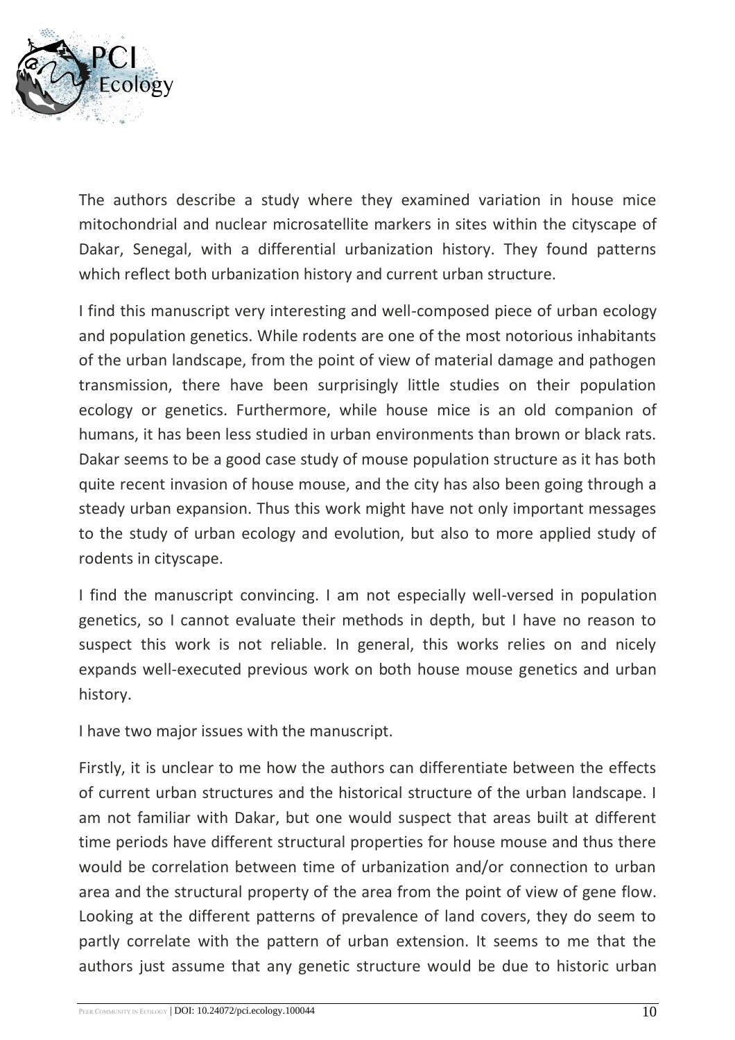The authors describe a study where they examined variation in house mice mitochondrial and nuclear microsatellite markers in sites within the cityscape of Dakar, Senegal, with a differential urbanization history. They found patterns which reflect both urbanization history and current urban structure.

I find this manuscript very interesting and well-composed piece of urban ecology and population genetics. While rodents are one of the most notorious inhabitants of the urban landscape, from the point of view of material damage and pathogen transmission, there have been surprisingly little studies on their population ecology or genetics. Furthermore, while house mice is an old companion of humans, it has been less studied in urban environments than brown or black rats. Dakar seems to be a good case study of mouse population structure as it has both quite recent invasion of house mouse, and the city has also been going through a steady urban expansion. Thus this work might have not only important messages to the study of urban ecology and evolution, but also to more applied study of rodents in cityscape.

I find the manuscript convincing. I am not especially well-versed in population genetics, so I cannot evaluate their methods in depth, but I have no reason to suspect this work is not reliable. In general, this works relies on and nicely expands well-executed previous work on both house mouse genetics and urban history.

I have two major issues with the manuscript.

Firstly, it is unclear to me how the authors can differentiate between the effects of current urban structures and the historical structure of the urban landscape. I am not familiar with Dakar, but one would suspect that areas built at different time periods have different structural properties for house mouse and thus there would be correlation between time of urbanization and/or connection to urban area and the structural property of the area from the point of view of gene flow. Looking at the different patterns of prevalence of land covers, they do seem to partly correlate with the pattern of urban extension. It seems to me that the authors just assume that any genetic structure would be due to historic urban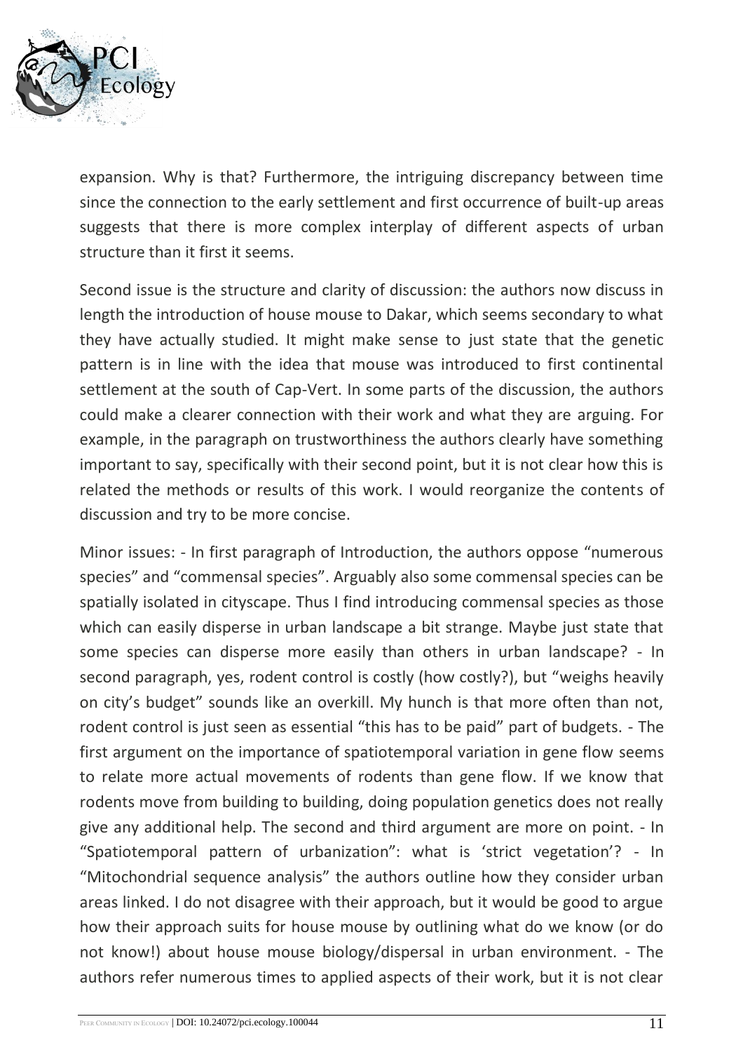expansion. Why is that? Furthermore, the intriguing discrepancy between time since the connection to the early settlement and first occurrence of built-up areas suggests that there is more complex interplay of different aspects of urban structure than it first it seems.

Second issue is the structure and clarity of discussion: the authors now discuss in length the introduction of house mouse to Dakar, which seems secondary to what they have actually studied. It might make sense to just state that the genetic pattern is in line with the idea that mouse was introduced to first continental settlement at the south of Cap-Vert. In some parts of the discussion, the authors could make a clearer connection with their work and what they are arguing. For example, in the paragraph on trustworthiness the authors clearly have something important to say, specifically with their second point, but it is not clear how this is related the methods or results of this work. I would reorganize the contents of discussion and try to be more concise.

Minor issues: - In first paragraph of Introduction, the authors oppose "numerous species" and "commensal species". Arguably also some commensal species can be spatially isolated in cityscape. Thus I find introducing commensal species as those which can easily disperse in urban landscape a bit strange. Maybe just state that some species can disperse more easily than others in urban landscape? - In second paragraph, yes, rodent control is costly (how costly?), but "weighs heavily on city's budget" sounds like an overkill. My hunch is that more often than not, rodent control is just seen as essential "this has to be paid" part of budgets. - The first argument on the importance of spatiotemporal variation in gene flow seems to relate more actual movements of rodents than gene flow. If we know that rodents move from building to building, doing population genetics does not really give any additional help. The second and third argument are more on point. - In "Spatiotemporal pattern of urbanization": what is 'strict vegetation'? - In "Mitochondrial sequence analysis" the authors outline how they consider urban areas linked. I do not disagree with their approach, but it would be good to argue how their approach suits for house mouse by outlining what do we know (or do not know!) about house mouse biology/dispersal in urban environment. - The authors refer numerous times to applied aspects of their work, but it is not clear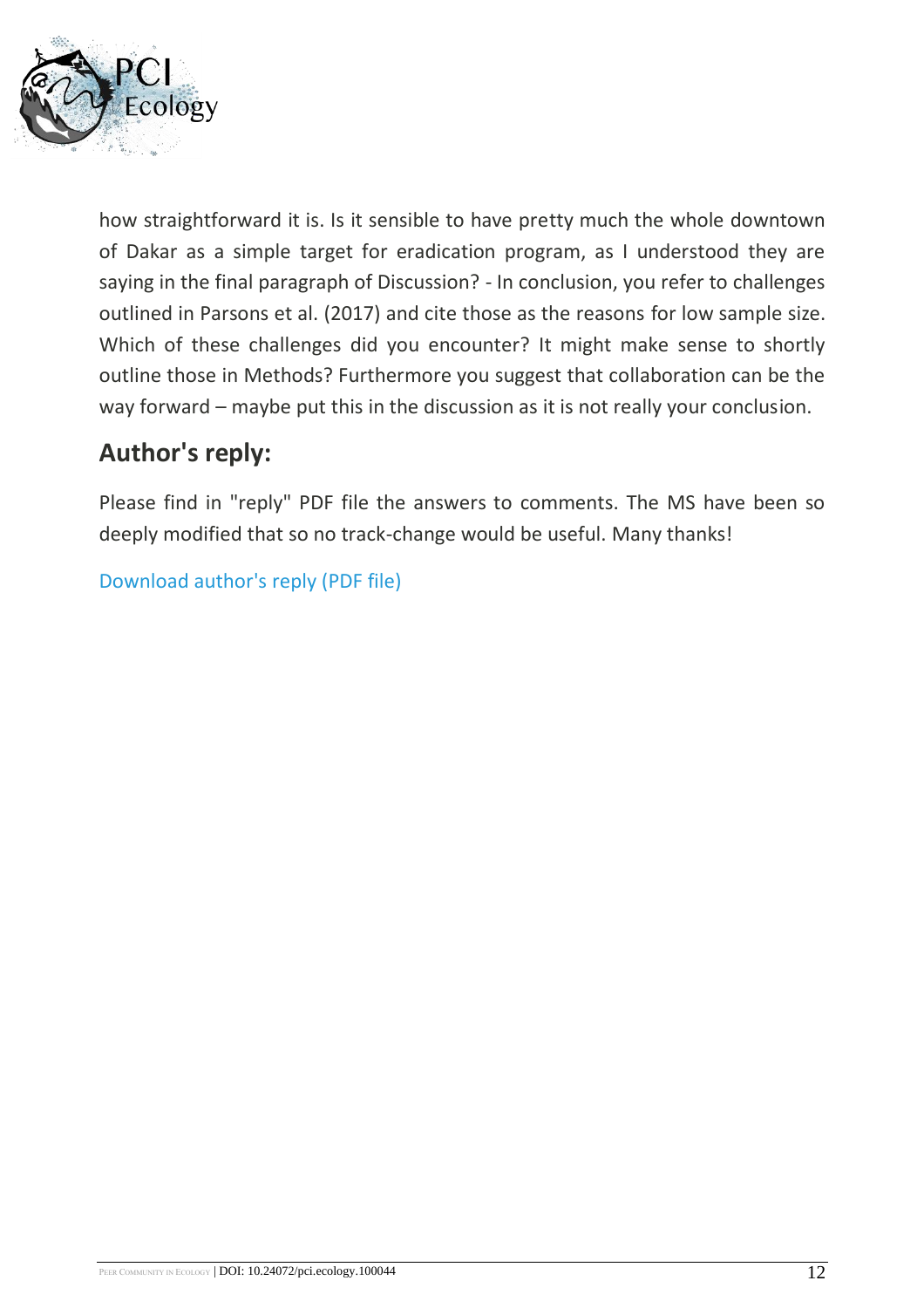how straightforward it is. Is it sensible to have pretty much the whole downtown of Dakar as a simple target for eradication program, as I understood they are saying in the final paragraph of Discussion? - In conclusion, you refer to challenges outlined in Parsons et al. (2017) and cite those as the reasons for low sample size. Which of these challenges did you encounter? It might make sense to shortly outline those in Methods? Furthermore you suggest that collaboration can be the way forward – maybe put this in the discussion as it is not really your conclusion.

## Author's reply:

Please find in "reply" PDF file the answers to comments. The MS have been so deeply modified that so no track-change would be useful. Many thanks!

Download author's reply (PDF file)